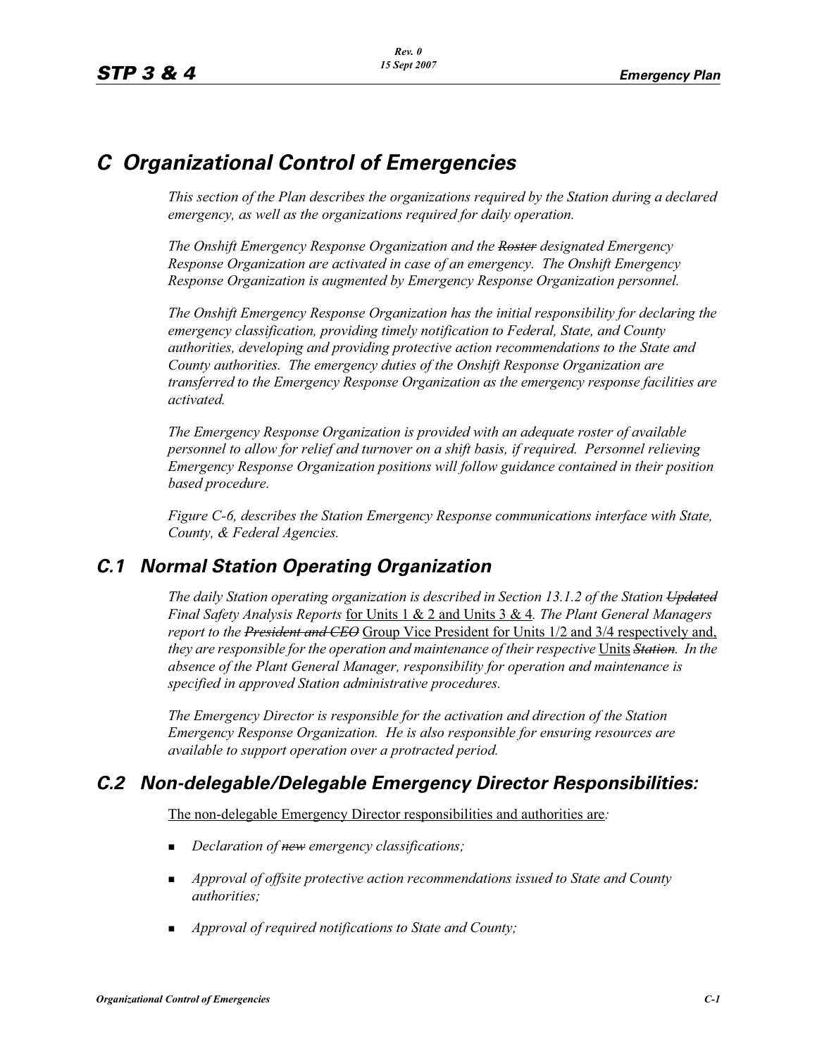# C Organizational Control of Emergencies

*This section of the Plan describes the organizations required by the Station during a declared emergency, as well as the organizations required for daily operation.*

*The Onshift Emergency Response Organization and the ~~Roster~~ designated Emergency Response Organization are activated in case of an emergency. The Onshift Emergency Response Organization is augmented by Emergency Response Organization personnel.*

*The Onshift Emergency Response Organization has the initial responsibility for declaring the emergency classification, providing timely notification to Federal, State, and County authorities, developing and providing protective action recommendations to the State and County authorities. The emergency duties of the Onshift Response Organization are transferred to the Emergency Response Organization as the emergency response facilities are activated.*

*The Emergency Response Organization is provided with an adequate roster of available personnel to allow for relief and turnover on a shift basis, if required. Personnel relieving Emergency Response Organization positions will follow guidance contained in their position based procedure.*

*Figure C-6, describes the Station Emergency Response communications interface with State, County, & Federal Agencies.*

## C.1 Normal Station Operating Organization

*The daily Station operating organization is described in Section 13.1.2 of the Station ~~Updated~~ Final Safety Analysis Reports* <u>for Units 1 & 2 and Units 3 & 4</u>*. The Plant General Managers report to the ~~President and CEO~~* <u>Group Vice President for Units 1/2 and 3/4 respectively and,</u> *they are responsible for the operation and maintenance of their respective* <u>Units</u> *~~Station~~. In the absence of the Plant General Manager, responsibility for operation and maintenance is specified in approved Station administrative procedures.*

*The Emergency Director is responsible for the activation and direction of the Station Emergency Response Organization. He is also responsible for ensuring resources are available to support operation over a protracted period.*

## C.2 Non-delegable/Delegable Emergency Director Responsibilities:

<u>The non-delegable Emergency Director responsibilities and authorities are</u>*:*

- *Declaration of ~~new~~ emergency classifications;*
- *Approval of offsite protective action recommendations issued to State and County authorities;*
- *Approval of required notifications to State and County;*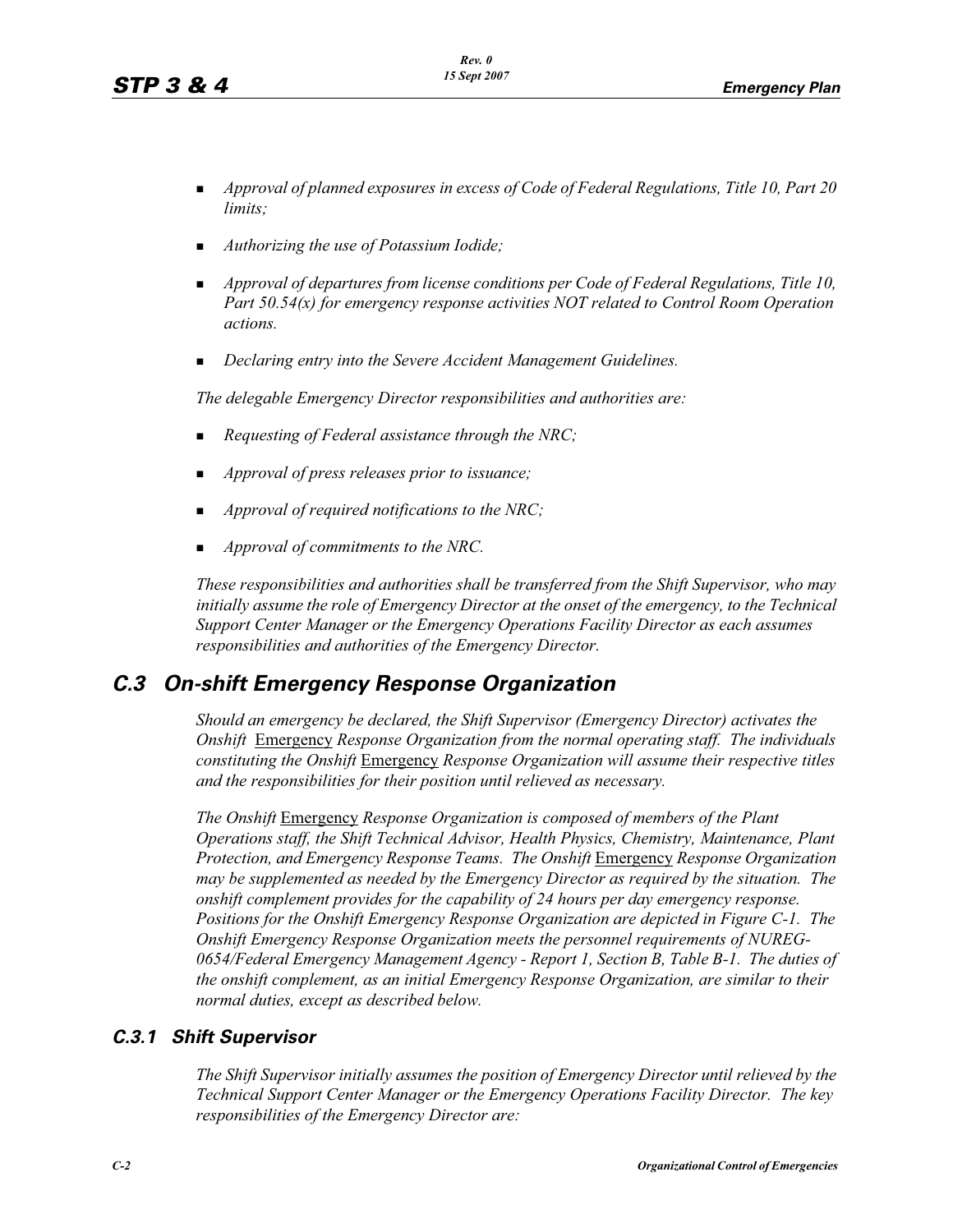- *Approval of planned exposures in excess of Code of Federal Regulations, Title 10, Part 20 limits;*
- *Authorizing the use of Potassium Iodide;*
- *Approval of departures from license conditions per Code of Federal Regulations, Title 10, Part 50.54(x) for emergency response activities NOT related to Control Room Operation actions.*
- *Declaring entry into the Severe Accident Management Guidelines.*

*The delegable Emergency Director responsibilities and authorities are:*

- *Requesting of Federal assistance through the NRC;*
- *Approval of press releases prior to issuance;*
- *Approval of required notifications to the NRC;*
- *Approval of commitments to the NRC.*

*These responsibilities and authorities shall be transferred from the Shift Supervisor, who may initially assume the role of Emergency Director at the onset of the emergency, to the Technical Support Center Manager or the Emergency Operations Facility Director as each assumes responsibilities and authorities of the Emergency Director.*

## C.3 On-shift Emergency Response Organization

*Should an emergency be declared, the Shift Supervisor (Emergency Director) activates the Onshift* <u>Emergency</u> *Response Organization from the normal operating staff. The individuals constituting the Onshift* <u>Emergency</u> *Response Organization will assume their respective titles and the responsibilities for their position until relieved as necessary.*

*The Onshift* <u>Emergency</u> *Response Organization is composed of members of the Plant Operations staff, the Shift Technical Advisor, Health Physics, Chemistry, Maintenance, Plant Protection, and Emergency Response Teams. The Onshift* <u>Emergency</u> *Response Organization may be supplemented as needed by the Emergency Director as required by the situation. The onshift complement provides for the capability of 24 hours per day emergency response. Positions for the Onshift Emergency Response Organization are depicted in Figure C-1. The Onshift Emergency Response Organization meets the personnel requirements of NUREG-0654/Federal Emergency Management Agency - Report 1, Section B, Table B-1. The duties of the onshift complement, as an initial Emergency Response Organization, are similar to their normal duties, except as described below.*

### C.3.1 Shift Supervisor

*The Shift Supervisor initially assumes the position of Emergency Director until relieved by the Technical Support Center Manager or the Emergency Operations Facility Director. The key responsibilities of the Emergency Director are:*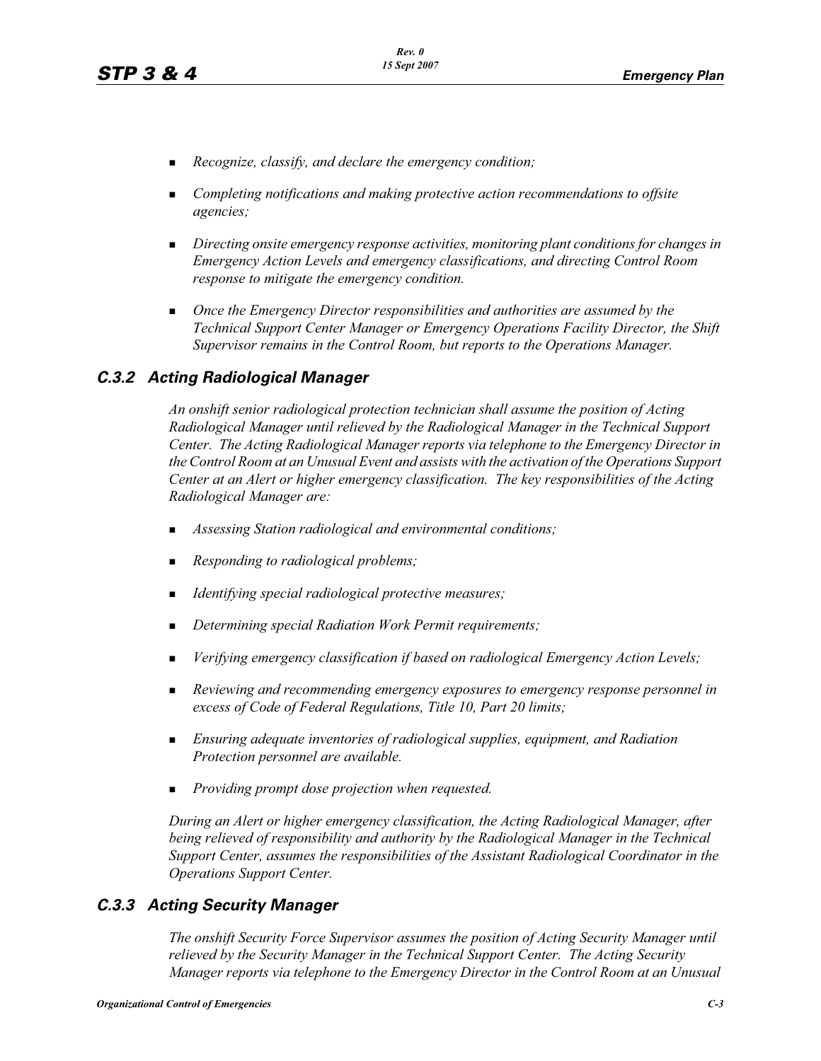- *Recognize, classify, and declare the emergency condition;*
- *Completing notifications and making protective action recommendations to offsite agencies;*
- *Directing onsite emergency response activities, monitoring plant conditions for changes in Emergency Action Levels and emergency classifications, and directing Control Room response to mitigate the emergency condition.*
- *Once the Emergency Director responsibilities and authorities are assumed by the Technical Support Center Manager or Emergency Operations Facility Director, the Shift Supervisor remains in the Control Room, but reports to the Operations Manager.*

## *C.3.2 Acting Radiological Manager*

*An onshift senior radiological protection technician shall assume the position of Acting Radiological Manager until relieved by the Radiological Manager in the Technical Support Center. The Acting Radiological Manager reports via telephone to the Emergency Director in the Control Room at an Unusual Event and assists with the activation of the Operations Support Center at an Alert or higher emergency classification. The key responsibilities of the Acting Radiological Manager are:*

- *Assessing Station radiological and environmental conditions;*
- *Responding to radiological problems;*
- *Identifying special radiological protective measures;*
- *Determining special Radiation Work Permit requirements;*
- *Verifying emergency classification if based on radiological Emergency Action Levels;*
- *Reviewing and recommending emergency exposures to emergency response personnel in excess of Code of Federal Regulations, Title 10, Part 20 limits;*
- *Ensuring adequate inventories of radiological supplies, equipment, and Radiation Protection personnel are available.*
- *Providing prompt dose projection when requested.*

*During an Alert or higher emergency classification, the Acting Radiological Manager, after being relieved of responsibility and authority by the Radiological Manager in the Technical Support Center, assumes the responsibilities of the Assistant Radiological Coordinator in the Operations Support Center.*

## *C.3.3 Acting Security Manager*

*The onshift Security Force Supervisor assumes the position of Acting Security Manager until relieved by the Security Manager in the Technical Support Center. The Acting Security Manager reports via telephone to the Emergency Director in the Control Room at an Unusual*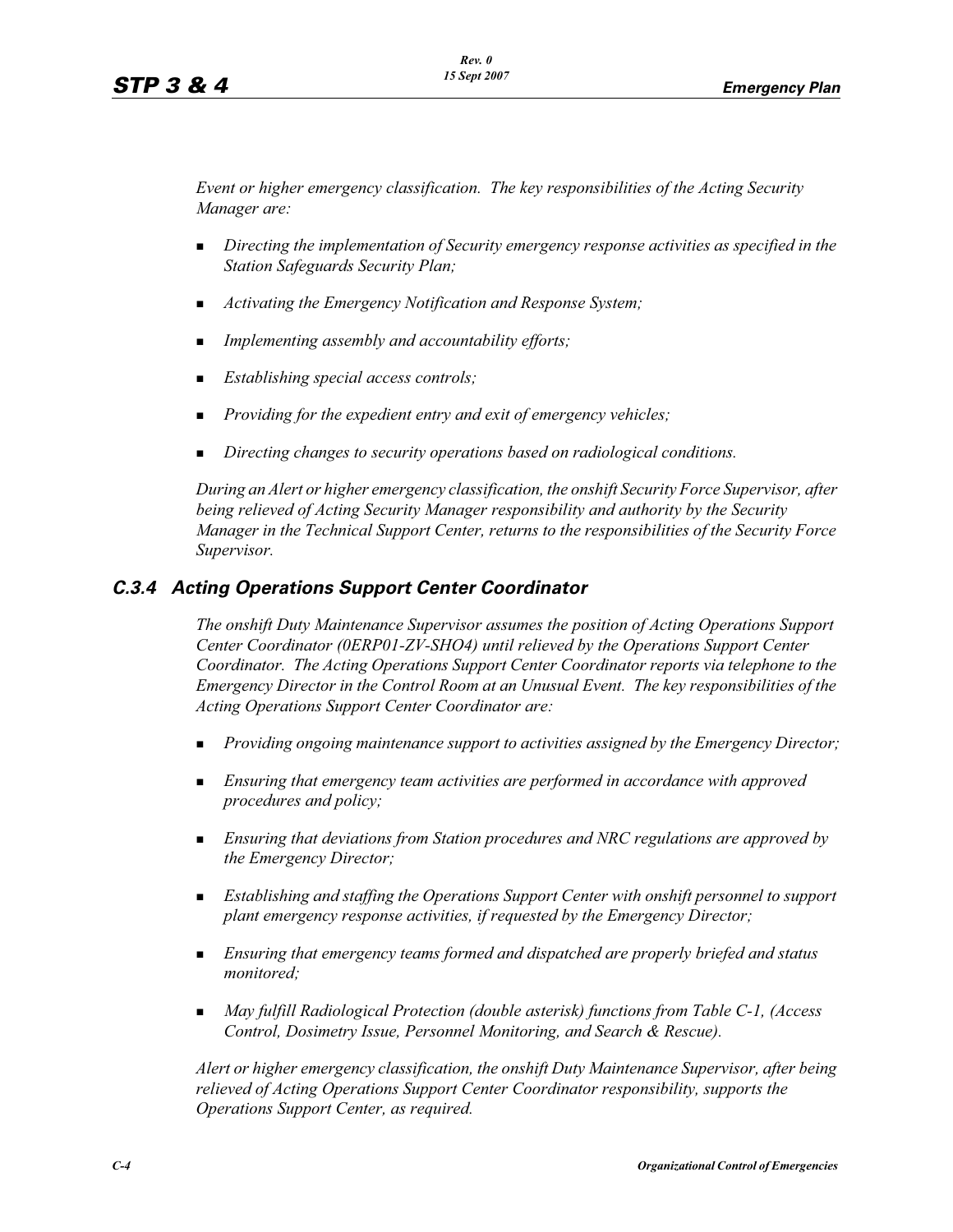*Event or higher emergency classification. The key responsibilities of the Acting Security Manager are:*

- *Directing the implementation of Security emergency response activities as specified in the Station Safeguards Security Plan;*
- *Activating the Emergency Notification and Response System;*
- *Implementing assembly and accountability efforts;*
- *Establishing special access controls;*
- *Providing for the expedient entry and exit of emergency vehicles;*
- *Directing changes to security operations based on radiological conditions.*

*During an Alert or higher emergency classification, the onshift Security Force Supervisor, after being relieved of Acting Security Manager responsibility and authority by the Security Manager in the Technical Support Center, returns to the responsibilities of the Security Force Supervisor.*

### *C.3.4 Acting Operations Support Center Coordinator*

*The onshift Duty Maintenance Supervisor assumes the position of Acting Operations Support Center Coordinator (0ERP01-ZV-SHO4) until relieved by the Operations Support Center Coordinator. The Acting Operations Support Center Coordinator reports via telephone to the Emergency Director in the Control Room at an Unusual Event. The key responsibilities of the Acting Operations Support Center Coordinator are:*

- *Providing ongoing maintenance support to activities assigned by the Emergency Director;*
- *Ensuring that emergency team activities are performed in accordance with approved procedures and policy;*
- *Ensuring that deviations from Station procedures and NRC regulations are approved by the Emergency Director;*
- *Establishing and staffing the Operations Support Center with onshift personnel to support plant emergency response activities, if requested by the Emergency Director;*
- *Ensuring that emergency teams formed and dispatched are properly briefed and status monitored;*
- *May fulfill Radiological Protection (double asterisk) functions from Table C-1, (Access Control, Dosimetry Issue, Personnel Monitoring, and Search & Rescue).*

*Alert or higher emergency classification, the onshift Duty Maintenance Supervisor, after being relieved of Acting Operations Support Center Coordinator responsibility, supports the Operations Support Center, as required.*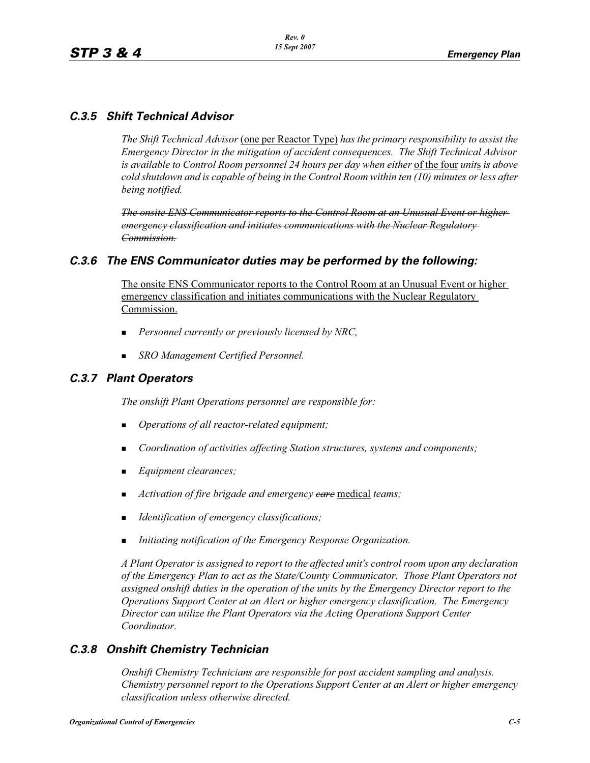## C.3.5 Shift Technical Advisor

*The Shift Technical Advisor* (one per Reactor Type) *has the primary responsibility to assist the Emergency Director in the mitigation of accident consequences. The Shift Technical Advisor is available to Control Room personnel 24 hours per day when either* of the four *unit*s *is above cold shutdown and is capable of being in the Control Room within ten (10) minutes or less after being notified.*

~~*The onsite ENS Communicator reports to the Control Room at an Unusual Event or higher emergency classification and initiates communications with the Nuclear Regulatory Commission.*~~

## C.3.6 The ENS Communicator duties may be performed by the following:

The onsite ENS Communicator reports to the Control Room at an Unusual Event or higher emergency classification and initiates communications with the Nuclear Regulatory Commission.

- *Personnel currently or previously licensed by NRC,*
- *SRO Management Certified Personnel.*

## C.3.7 Plant Operators

*The onshift Plant Operations personnel are responsible for:*

- *Operations of all reactor-related equipment;*
- *Coordination of activities affecting Station structures, systems and components;*
- *Equipment clearances;*
- *Activation of fire brigade and emergency* ~~*care*~~ medical *teams;*
- *Identification of emergency classifications;*
- *Initiating notification of the Emergency Response Organization.*

*A Plant Operator is assigned to report to the affected unit's control room upon any declaration of the Emergency Plan to act as the State/County Communicator. Those Plant Operators not assigned onshift duties in the operation of the units by the Emergency Director report to the Operations Support Center at an Alert or higher emergency classification. The Emergency Director can utilize the Plant Operators via the Acting Operations Support Center Coordinator.*

## C.3.8 Onshift Chemistry Technician

*Onshift Chemistry Technicians are responsible for post accident sampling and analysis. Chemistry personnel report to the Operations Support Center at an Alert or higher emergency classification unless otherwise directed.*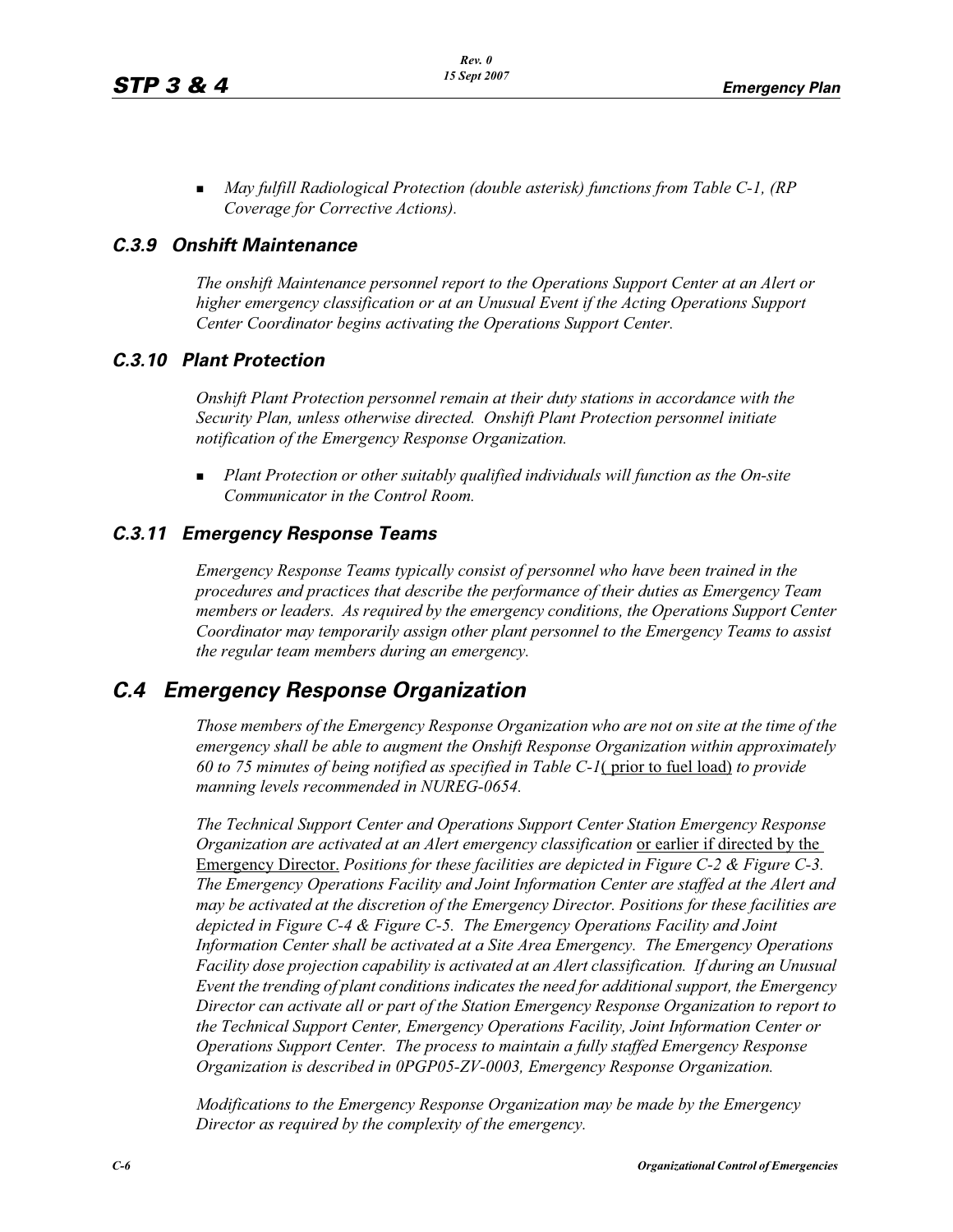- *May fulfill Radiological Protection (double asterisk) functions from Table C-1, (RP Coverage for Corrective Actions).*

### C.3.9 Onshift Maintenance

*The onshift Maintenance personnel report to the Operations Support Center at an Alert or higher emergency classification or at an Unusual Event if the Acting Operations Support Center Coordinator begins activating the Operations Support Center.*

### C.3.10 Plant Protection

*Onshift Plant Protection personnel remain at their duty stations in accordance with the Security Plan, unless otherwise directed. Onshift Plant Protection personnel initiate notification of the Emergency Response Organization.*

- *Plant Protection or other suitably qualified individuals will function as the On-site Communicator in the Control Room.*

### C.3.11 Emergency Response Teams

*Emergency Response Teams typically consist of personnel who have been trained in the procedures and practices that describe the performance of their duties as Emergency Team members or leaders. As required by the emergency conditions, the Operations Support Center Coordinator may temporarily assign other plant personnel to the Emergency Teams to assist the regular team members during an emergency.*

## C.4 Emergency Response Organization

*Those members of the Emergency Response Organization who are not on site at the time of the emergency shall be able to augment the Onshift Response Organization within approximately 60 to 75 minutes of being notified as specified in Table C-1*( prior to fuel load) *to provide manning levels recommended in NUREG-0654.*

*The Technical Support Center and Operations Support Center Station Emergency Response Organization are activated at an Alert emergency classification* or earlier if directed by the Emergency Director. *Positions for these facilities are depicted in Figure C-2 & Figure C-3. The Emergency Operations Facility and Joint Information Center are staffed at the Alert and may be activated at the discretion of the Emergency Director. Positions for these facilities are depicted in Figure C-4 & Figure C-5. The Emergency Operations Facility and Joint Information Center shall be activated at a Site Area Emergency. The Emergency Operations Facility dose projection capability is activated at an Alert classification. If during an Unusual Event the trending of plant conditions indicates the need for additional support, the Emergency Director can activate all or part of the Station Emergency Response Organization to report to the Technical Support Center, Emergency Operations Facility, Joint Information Center or Operations Support Center. The process to maintain a fully staffed Emergency Response Organization is described in 0PGP05-ZV-0003, Emergency Response Organization.*

*Modifications to the Emergency Response Organization may be made by the Emergency Director as required by the complexity of the emergency.*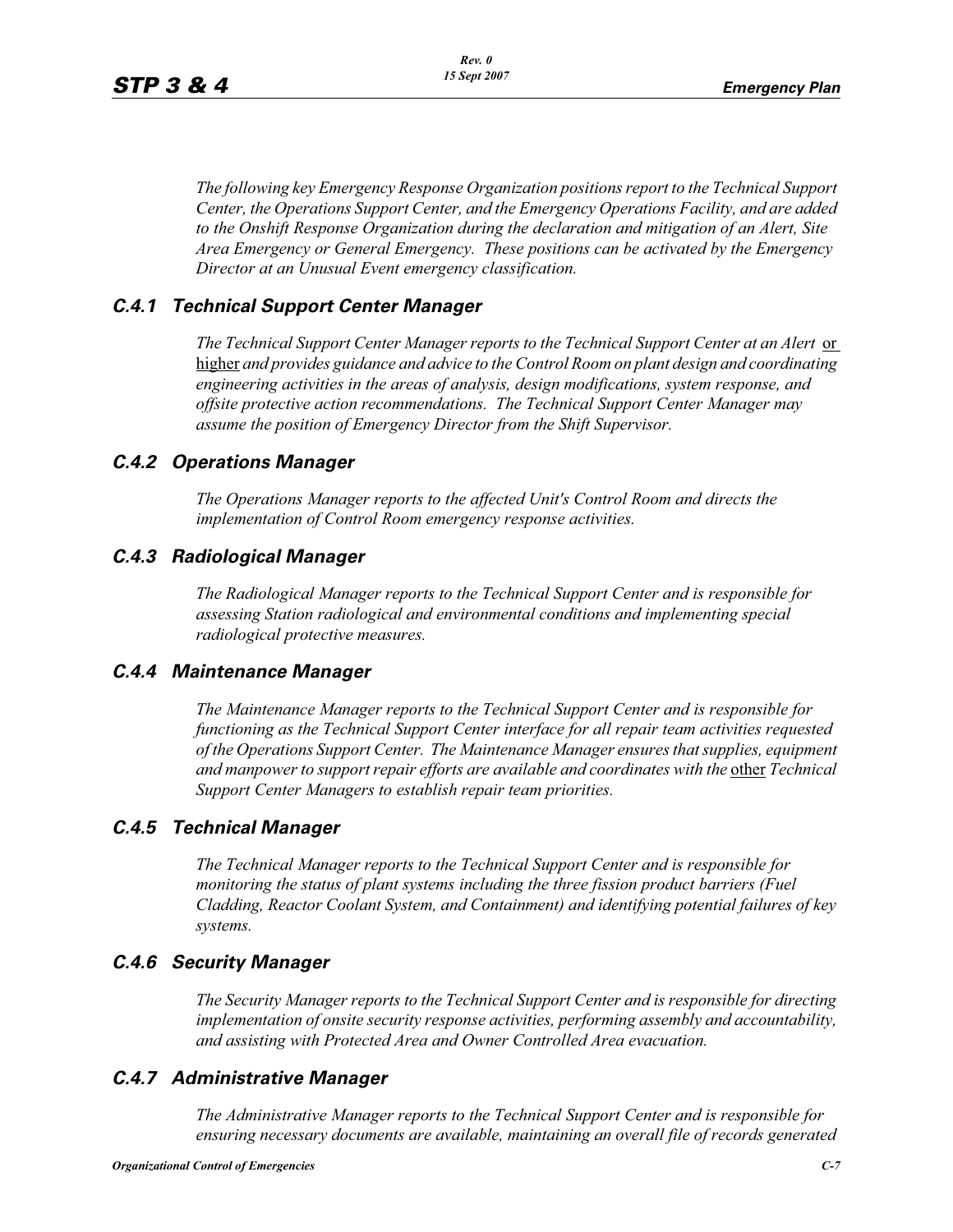*The following key Emergency Response Organization positions report to the Technical Support Center, the Operations Support Center, and the Emergency Operations Facility, and are added to the Onshift Response Organization during the declaration and mitigation of an Alert, Site Area Emergency or General Emergency. These positions can be activated by the Emergency Director at an Unusual Event emergency classification.*

### C.4.1 Technical Support Center Manager

*The Technical Support Center Manager reports to the Technical Support Center at an Alert* <u>or higher</u> *and provides guidance and advice to the Control Room on plant design and coordinating engineering activities in the areas of analysis, design modifications, system response, and offsite protective action recommendations. The Technical Support Center Manager may assume the position of Emergency Director from the Shift Supervisor.*

### C.4.2 Operations Manager

*The Operations Manager reports to the affected Unit's Control Room and directs the implementation of Control Room emergency response activities.*

### C.4.3 Radiological Manager

*The Radiological Manager reports to the Technical Support Center and is responsible for assessing Station radiological and environmental conditions and implementing special radiological protective measures.*

### C.4.4 Maintenance Manager

*The Maintenance Manager reports to the Technical Support Center and is responsible for functioning as the Technical Support Center interface for all repair team activities requested of the Operations Support Center. The Maintenance Manager ensures that supplies, equipment and manpower to support repair efforts are available and coordinates with the* <u>other</u> *Technical Support Center Managers to establish repair team priorities.*

### C.4.5 Technical Manager

*The Technical Manager reports to the Technical Support Center and is responsible for monitoring the status of plant systems including the three fission product barriers (Fuel Cladding, Reactor Coolant System, and Containment) and identifying potential failures of key systems.*

### C.4.6 Security Manager

*The Security Manager reports to the Technical Support Center and is responsible for directing implementation of onsite security response activities, performing assembly and accountability, and assisting with Protected Area and Owner Controlled Area evacuation.*

### C.4.7 Administrative Manager

*The Administrative Manager reports to the Technical Support Center and is responsible for ensuring necessary documents are available, maintaining an overall file of records generated*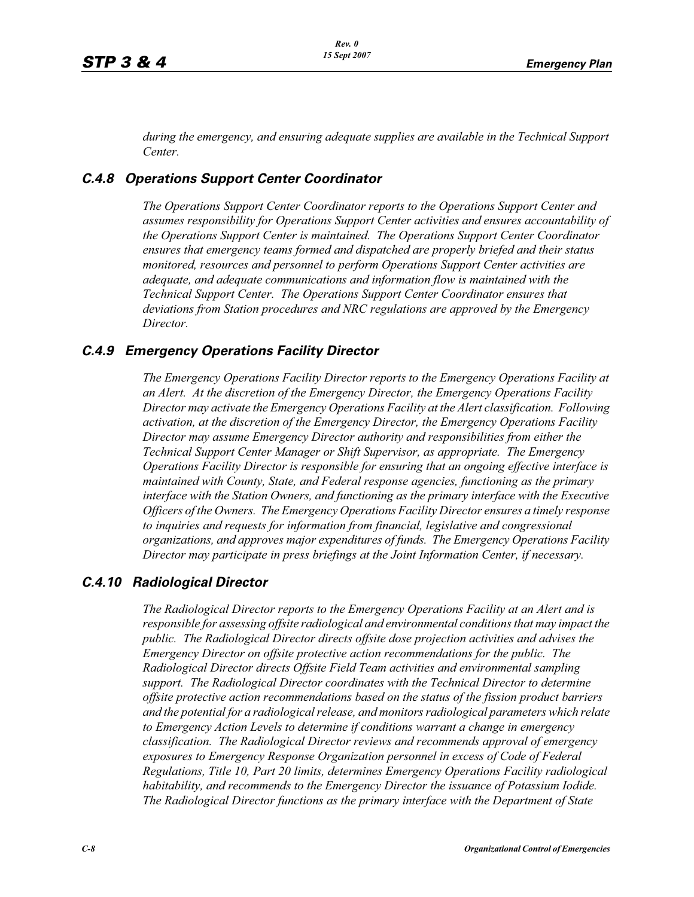*during the emergency, and ensuring adequate supplies are available in the Technical Support Center.*

### *C.4.8 Operations Support Center Coordinator*

*The Operations Support Center Coordinator reports to the Operations Support Center and assumes responsibility for Operations Support Center activities and ensures accountability of the Operations Support Center is maintained. The Operations Support Center Coordinator ensures that emergency teams formed and dispatched are properly briefed and their status monitored, resources and personnel to perform Operations Support Center activities are adequate, and adequate communications and information flow is maintained with the Technical Support Center. The Operations Support Center Coordinator ensures that deviations from Station procedures and NRC regulations are approved by the Emergency Director.*

### *C.4.9 Emergency Operations Facility Director*

*The Emergency Operations Facility Director reports to the Emergency Operations Facility at an Alert. At the discretion of the Emergency Director, the Emergency Operations Facility Director may activate the Emergency Operations Facility at the Alert classification. Following activation, at the discretion of the Emergency Director, the Emergency Operations Facility Director may assume Emergency Director authority and responsibilities from either the Technical Support Center Manager or Shift Supervisor, as appropriate. The Emergency Operations Facility Director is responsible for ensuring that an ongoing effective interface is maintained with County, State, and Federal response agencies, functioning as the primary interface with the Station Owners, and functioning as the primary interface with the Executive Officers of the Owners. The Emergency Operations Facility Director ensures a timely response to inquiries and requests for information from financial, legislative and congressional organizations, and approves major expenditures of funds. The Emergency Operations Facility Director may participate in press briefings at the Joint Information Center, if necessary.*

### *C.4.10 Radiological Director*

*The Radiological Director reports to the Emergency Operations Facility at an Alert and is responsible for assessing offsite radiological and environmental conditions that may impact the public. The Radiological Director directs offsite dose projection activities and advises the Emergency Director on offsite protective action recommendations for the public. The Radiological Director directs Offsite Field Team activities and environmental sampling support. The Radiological Director coordinates with the Technical Director to determine offsite protective action recommendations based on the status of the fission product barriers and the potential for a radiological release, and monitors radiological parameters which relate to Emergency Action Levels to determine if conditions warrant a change in emergency classification. The Radiological Director reviews and recommends approval of emergency exposures to Emergency Response Organization personnel in excess of Code of Federal Regulations, Title 10, Part 20 limits, determines Emergency Operations Facility radiological habitability, and recommends to the Emergency Director the issuance of Potassium Iodide. The Radiological Director functions as the primary interface with the Department of State*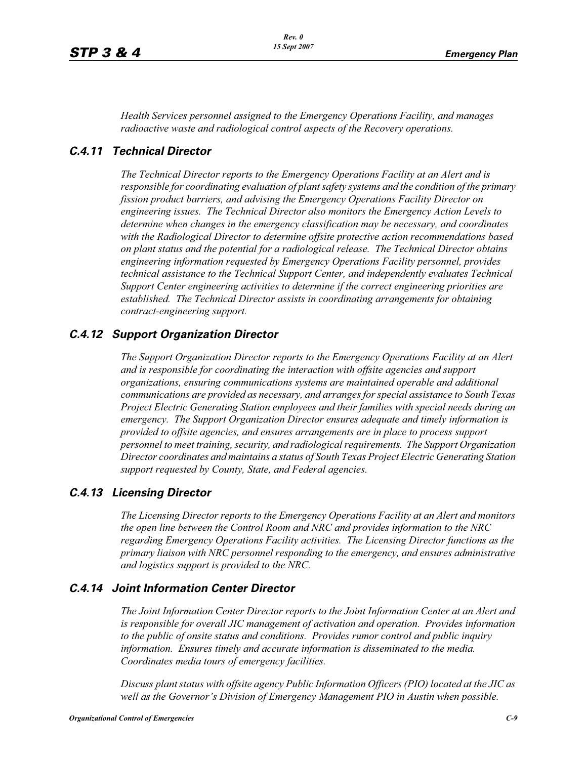*Health Services personnel assigned to the Emergency Operations Facility, and manages radioactive waste and radiological control aspects of the Recovery operations.*

## C.4.11 Technical Director

*The Technical Director reports to the Emergency Operations Facility at an Alert and is responsible for coordinating evaluation of plant safety systems and the condition of the primary fission product barriers, and advising the Emergency Operations Facility Director on engineering issues. The Technical Director also monitors the Emergency Action Levels to determine when changes in the emergency classification may be necessary, and coordinates with the Radiological Director to determine offsite protective action recommendations based on plant status and the potential for a radiological release. The Technical Director obtains engineering information requested by Emergency Operations Facility personnel, provides technical assistance to the Technical Support Center, and independently evaluates Technical Support Center engineering activities to determine if the correct engineering priorities are established. The Technical Director assists in coordinating arrangements for obtaining contract-engineering support.*

## C.4.12 Support Organization Director

*The Support Organization Director reports to the Emergency Operations Facility at an Alert and is responsible for coordinating the interaction with offsite agencies and support organizations, ensuring communications systems are maintained operable and additional communications are provided as necessary, and arranges for special assistance to South Texas Project Electric Generating Station employees and their families with special needs during an emergency. The Support Organization Director ensures adequate and timely information is provided to offsite agencies, and ensures arrangements are in place to process support personnel to meet training, security, and radiological requirements. The Support Organization Director coordinates and maintains a status of South Texas Project Electric Generating Station support requested by County, State, and Federal agencies.*

## C.4.13 Licensing Director

*The Licensing Director reports to the Emergency Operations Facility at an Alert and monitors the open line between the Control Room and NRC and provides information to the NRC regarding Emergency Operations Facility activities. The Licensing Director functions as the primary liaison with NRC personnel responding to the emergency, and ensures administrative and logistics support is provided to the NRC.*

## C.4.14 Joint Information Center Director

*The Joint Information Center Director reports to the Joint Information Center at an Alert and is responsible for overall JIC management of activation and operation. Provides information to the public of onsite status and conditions. Provides rumor control and public inquiry information. Ensures timely and accurate information is disseminated to the media. Coordinates media tours of emergency facilities.*

*Discuss plant status with offsite agency Public Information Officers (PIO) located at the JIC as well as the Governor's Division of Emergency Management PIO in Austin when possible.*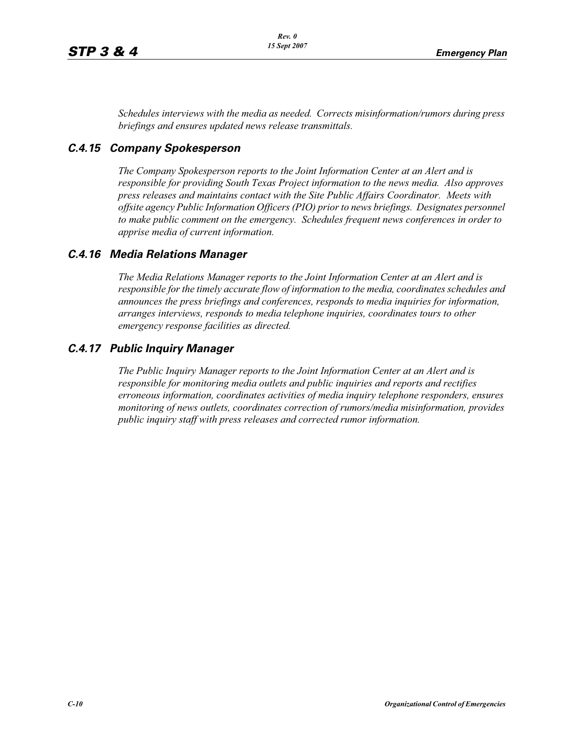*Schedules interviews with the media as needed. Corrects misinformation/rumors during press briefings and ensures updated news release transmittals.*

### C.4.15 Company Spokesperson

*The Company Spokesperson reports to the Joint Information Center at an Alert and is responsible for providing South Texas Project information to the news media. Also approves press releases and maintains contact with the Site Public Affairs Coordinator. Meets with offsite agency Public Information Officers (PIO) prior to news briefings. Designates personnel to make public comment on the emergency. Schedules frequent news conferences in order to apprise media of current information.*

### C.4.16 Media Relations Manager

*The Media Relations Manager reports to the Joint Information Center at an Alert and is responsible for the timely accurate flow of information to the media, coordinates schedules and announces the press briefings and conferences, responds to media inquiries for information, arranges interviews, responds to media telephone inquiries, coordinates tours to other emergency response facilities as directed.*

### C.4.17 Public Inquiry Manager

*The Public Inquiry Manager reports to the Joint Information Center at an Alert and is responsible for monitoring media outlets and public inquiries and reports and rectifies erroneous information, coordinates activities of media inquiry telephone responders, ensures monitoring of news outlets, coordinates correction of rumors/media misinformation, provides public inquiry staff with press releases and corrected rumor information.*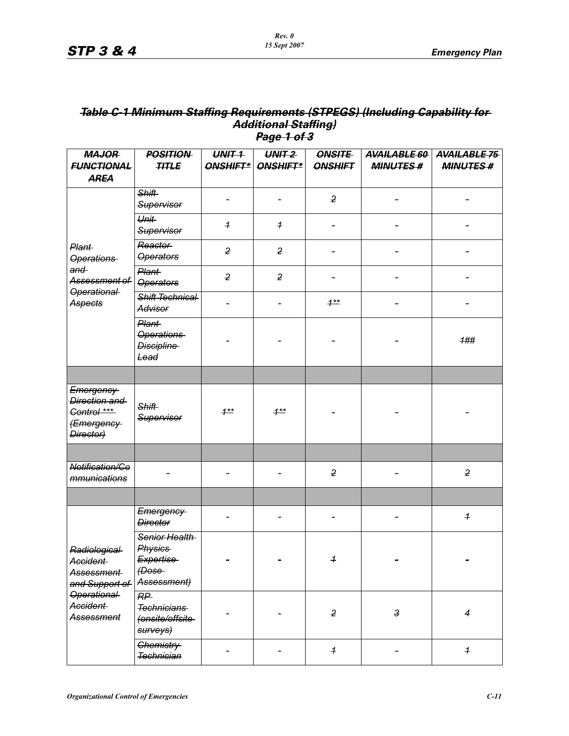## ~~Table C-1 Minimum Staffing Requirements (STPEGS) (Including Capability for Additional Staffing)~~
## ~~Page 1 of 3~~

| ~~MAJOR FUNCTIONAL AREA~~ | ~~POSITION TITLE~~ | ~~UNIT 1 ONSHIFT*~~ | ~~UNIT 2 ONSHIFT*~~ | ~~ONSITE ONSHIFT~~ | ~~AVAILABLE 60 MINUTES #~~ | ~~AVAILABLE 75 MINUTES #~~ |
|---|---|---|---|---|---|---|
| ~~Plant Operations and Assessment of Operational Aspects~~ | ~~Shift Supervisor~~ | - | - | ~~2~~ | - | - |
| | ~~Unit Supervisor~~ | ~~1~~ | ~~1~~ | - | - | - |
| | ~~Reactor Operators~~ | ~~2~~ | ~~2~~ | - | - | - |
| | ~~Plant Operators~~ | ~~2~~ | ~~2~~ | - | - | - |
| | ~~Shift Technical Advisor~~ | - | - | ~~1**~~ | - | - |
| | ~~Plant Operations Discipline Lead~~ | - | - | - | - | ~~1##~~ |
| | | | | | | |
| ~~Emergency Direction and Control *** (Emergency Director)~~ | ~~Shift Supervisor~~ | ~~1**~~ | ~~1**~~ | - | - | - |
| | | | | | | |
| ~~Notification/Communications~~ | - | - | - | ~~2~~ | - | ~~2~~ |
| | | | | | | |
| ~~Radiological Accident Assessment and Support of Operational Accident Assessment~~ | ~~Emergency Director~~ | - | - | - | - | ~~1~~ |
| | ~~Senior Health Physics Expertise (Dose Assessment)~~ | - | - | ~~1~~ | - | - |
| | ~~RP Technicians (onsite/offsite surveys)~~ | - | - | ~~2~~ | ~~3~~ | ~~4~~ |
| | ~~Chemistry Technician~~ | - | - | ~~1~~ | - | ~~1~~ |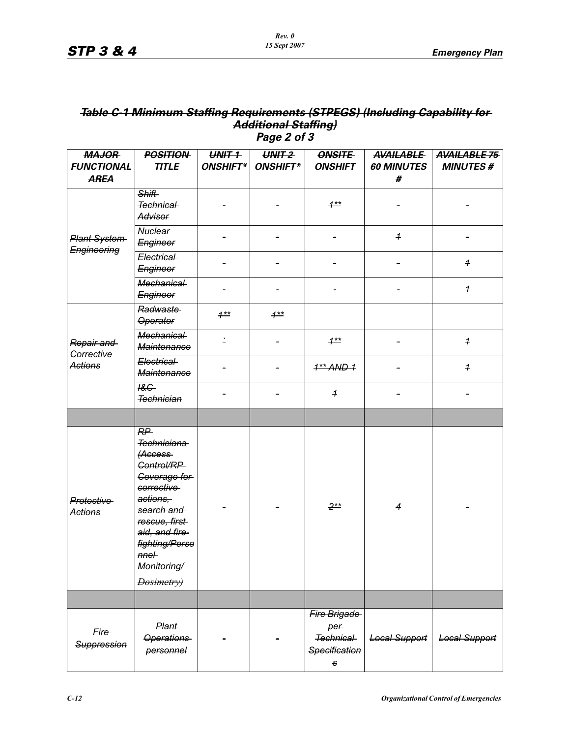## ~~Table C-1 Minimum Staffing Requirements (STPEGS) (Including Capability for Additional Staffing)~~

## ~~Page 2 of 3~~

| ~~MAJOR FUNCTIONAL AREA~~ | ~~POSITION TITLE~~ | ~~UNIT 1 ONSHIFT*~~ | ~~UNIT 2 ONSHIFT*~~ | ~~ONSITE ONSHIFT~~ | ~~AVAILABLE 60 MINUTES #~~ | ~~AVAILABLE 75 MINUTES #~~ |
|---|---|---|---|---|---|---|
| ~~Plant System Engineering~~ | ~~Shift Technical Advisor~~ | ~~-~~ | ~~-~~ | ~~1**~~ | ~~-~~ | ~~-~~ |
| | ~~Nuclear Engineer~~ | ~~-~~ | ~~-~~ | ~~-~~ | ~~1~~ | ~~-~~ |
| | ~~Electrical Engineer~~ | ~~-~~ | ~~-~~ | ~~-~~ | ~~-~~ | ~~1~~ |
| | ~~Mechanical Engineer~~ | ~~-~~ | ~~-~~ | ~~-~~ | ~~-~~ | ~~1~~ |
| ~~Repair and Corrective Actions~~ | ~~Radwaste Operator~~ | ~~1**~~ | ~~1**~~ | | | |
| | ~~Mechanical Maintenance~~ | ~~`~~ | ~~-~~ | ~~1**~~ | ~~-~~ | ~~1~~ |
| | ~~Electrical Maintenance~~ | ~~-~~ | ~~-~~ | ~~1** AND 1~~ | ~~-~~ | ~~1~~ |
| | ~~I&C Technician~~ | ~~-~~ | ~~-~~ | ~~1~~ | ~~-~~ | ~~-~~ |
| | | | | | | |
| ~~Protective Actions~~ | ~~RP Technicians (Access Control/RP Coverage for corrective actions, search and rescue, first aid, and fire fighting/Personnel Monitoring/ Dosimetry)~~ | ~~-~~ | ~~-~~ | ~~2**~~ | ~~4~~ | ~~-~~ |
| | | | | | | |
| ~~Fire Suppression~~ | ~~Plant Operations personnel~~ | ~~-~~ | ~~-~~ | ~~Fire Brigade per Technical Specifications~~ | ~~Local Support~~ | ~~Local Support~~ |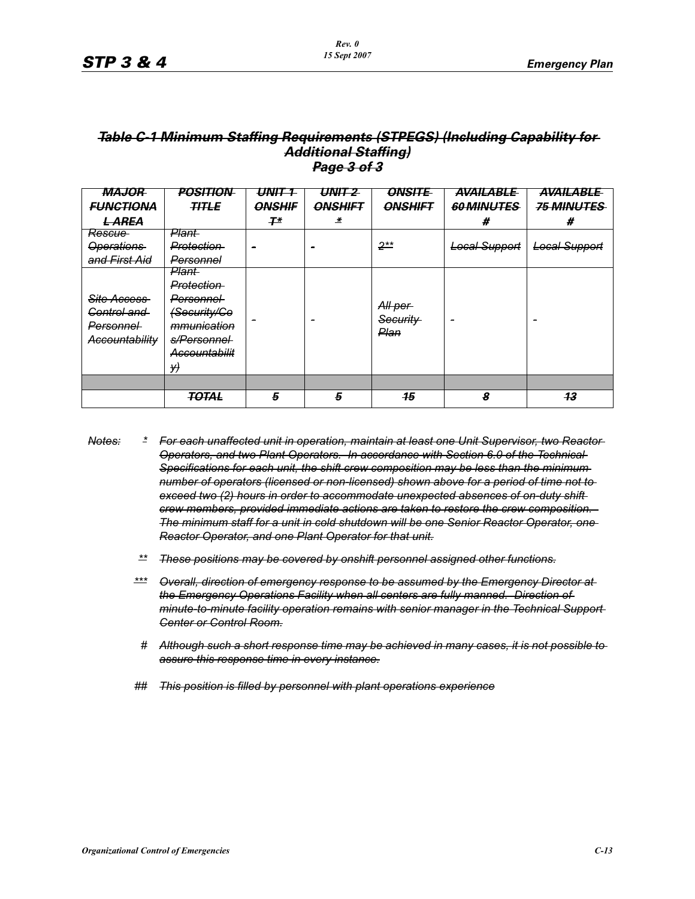***~~Table C-1 Minimum Staffing Requirements (STPEGS) (Including Capability for Additional Staffing)~~***
***~~Page 3 of 3~~***

| ~~MAJOR FUNCTIONAL AREA~~ | ~~POSITION TITLE~~ | ~~UNIT 1 ONSHIFT*~~ | ~~UNIT 2 ONSHIFT *~~ | ~~ONSITE ONSHIFT~~ | ~~AVAILABLE 60 MINUTES #~~ | ~~AVAILABLE 75 MINUTES #~~ |
|---|---|---|---|---|---|---|
| ~~Rescue Operations and First Aid~~ | ~~Plant Protection Personnel~~ | ~~-~~ | ~~-~~ | ~~2**~~ | ~~Local Support~~ | ~~Local Support~~ |
| ~~Site Access Control and Personnel Accountability~~ | ~~Plant Protection Personnel (Security/Communications/Personnel Accountability)~~ | - | - | ~~All per Security Plan~~ | - | - |
| | | | | | | |
| | ~~TOTAL~~ | ~~5~~ | ~~5~~ | ~~15~~ | ~~8~~ | ~~13~~ |

~~Notes:~~

- ~~*~~ ~~For each unaffected unit in operation, maintain at least one Unit Supervisor, two Reactor Operators, and two Plant Operators. In accordance with Section 6.0 of the Technical Specifications for each unit, the shift crew composition may be less than the minimum number of operators (licensed or non-licensed) shown above for a period of time not to exceed two (2) hours in order to accommodate unexpected absences of on-duty shift crew members, provided immediate actions are taken to restore the crew composition. The minimum staff for a unit in cold shutdown will be one Senior Reactor Operator, one Reactor Operator, and one Plant Operator for that unit.~~
- ~~**~~ ~~These positions may be covered by onshift personnel assigned other functions.~~
- ~~***~~ ~~Overall, direction of emergency response to be assumed by the Emergency Director at the Emergency Operations Facility when all centers are fully manned. Direction of minute-to-minute facility operation remains with senior manager in the Technical Support Center or Control Room.~~
- ~~#~~ ~~Although such a short response time may be achieved in many cases, it is not possible to assure this response time in every instance.~~
- ~~##~~ ~~This position is filled by personnel with plant operations experience~~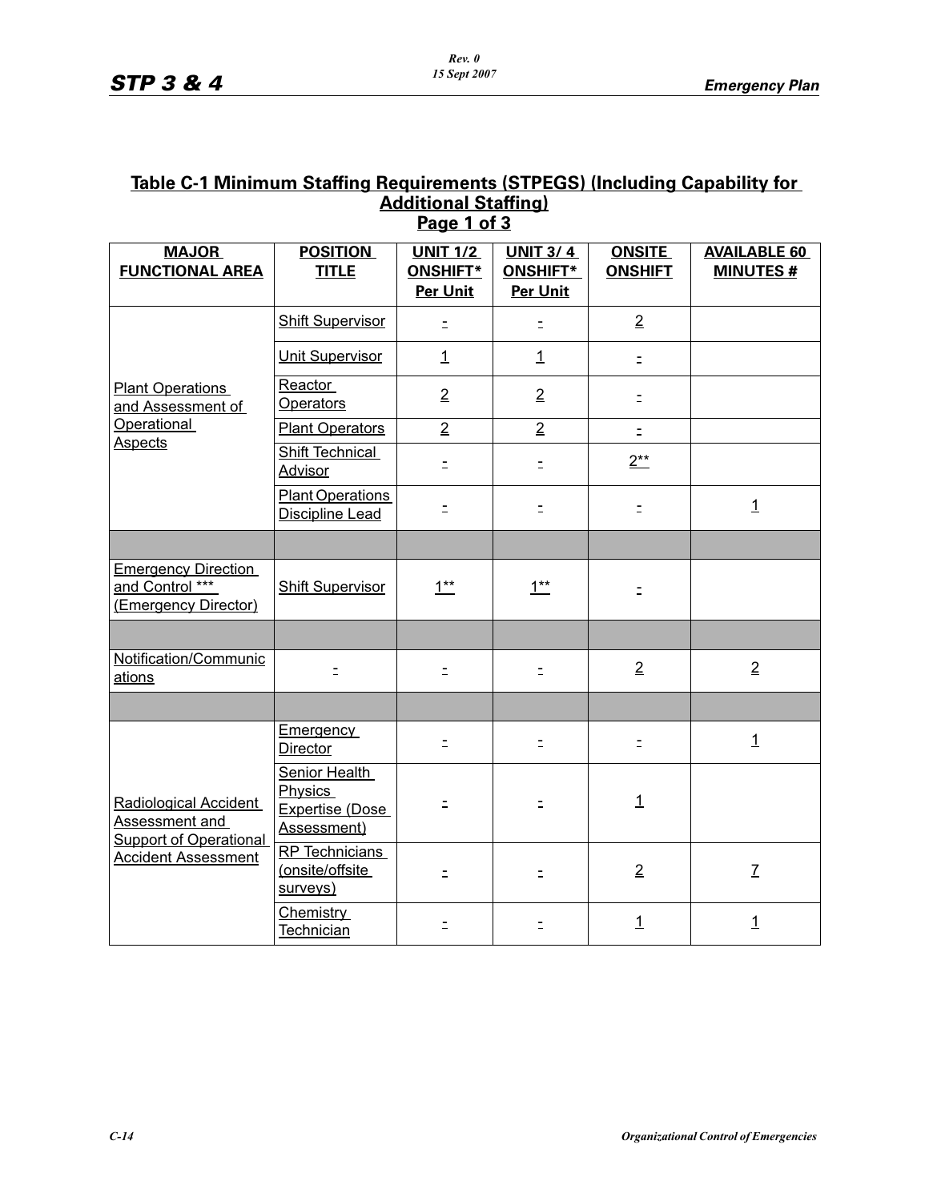## Table C-1 Minimum Staffing Requirements (STPEGS) (Including Capability for Additional Staffing)
### Page 1 of 3

| MAJOR FUNCTIONAL AREA | POSITION TITLE | UNIT 1/2 ONSHIFT* Per Unit | UNIT 3/ 4 ONSHIFT* Per Unit | ONSITE ONSHIFT | AVAILABLE 60 MINUTES # |
|---|---|---|---|---|---|
| Plant Operations and Assessment of Operational Aspects | Shift Supervisor | - | - | 2 | |
| | Unit Supervisor | 1 | 1 | - | |
| | Reactor Operators | 2 | 2 | - | |
| | Plant Operators | 2 | 2 | - | |
| | Shift Technical Advisor | - | - | 2** | |
| | Plant Operations Discipline Lead | - | - | - | 1 |
| | | | | | |
| Emergency Direction and Control *** (Emergency Director) | Shift Supervisor | 1** | 1** | - | |
| | | | | | |
| Notification/Communications | - | - | - | 2 | 2 |
| | | | | | |
| Radiological Accident Assessment and Support of Operational Accident Assessment | Emergency Director | - | - | - | 1 |
| | Senior Health Physics Expertise (Dose Assessment) | - | - | 1 | |
| | RP Technicians (onsite/offsite surveys) | - | - | 2 | 7 |
| | Chemistry Technician | - | - | 1 | 1 |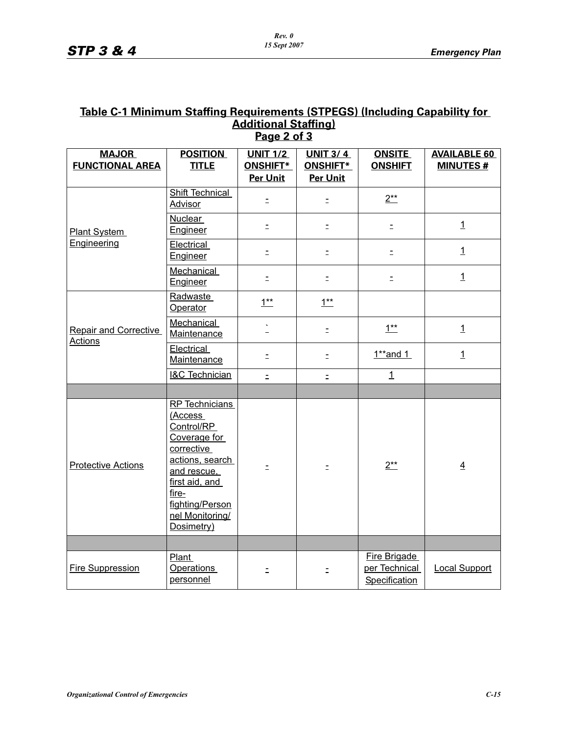## Table C-1 Minimum Staffing Requirements (STPEGS) (Including Capability for Additional Staffing)
## Page 2 of 3

| MAJOR FUNCTIONAL AREA | POSITION TITLE | UNIT 1/2 ONSHIFT* Per Unit | UNIT 3/ 4 ONSHIFT* Per Unit | ONSITE ONSHIFT | AVAILABLE 60 MINUTES # |
|---|---|---|---|---|---|
| Plant System Engineering | Shift Technical Advisor | - | - | 2** | |
| | Nuclear Engineer | - | - | - | 1 |
| | Electrical Engineer | - | - | - | 1 |
| | Mechanical Engineer | - | - | - | 1 |
| Repair and Corrective Actions | Radwaste Operator | 1** | 1** | | |
| | Mechanical Maintenance | ` - | - | 1** | 1 |
| | Electrical Maintenance | - | - | 1**and 1 | 1 |
| | I&C Technician | - | - | 1 | |
| | | | | | |
| Protective Actions | RP Technicians (Access Control/RP Coverage for corrective actions, search and rescue, first aid, and fire-fighting/Personnel Monitoring/ Dosimetry) | - | - | 2** | 4 |
| | | | | | |
| Fire Suppression | Plant Operations personnel | - | - | Fire Brigade per Technical Specification | Local Support |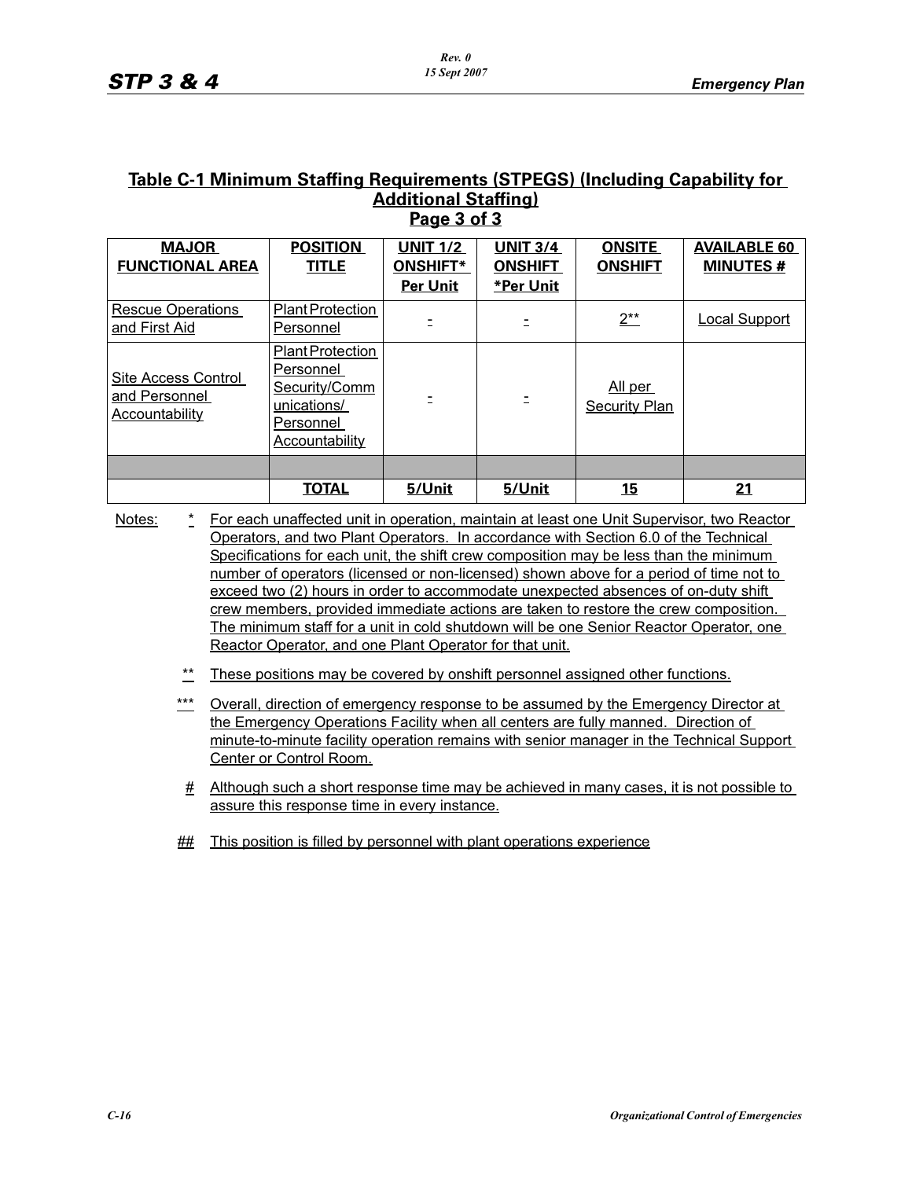## Table C-1 Minimum Staffing Requirements (STPEGS) (Including Capability for Additional Staffing)
## Page 3 of 3

| MAJOR FUNCTIONAL AREA | POSITION TITLE | UNIT 1/2 ONSHIFT* Per Unit | UNIT 3/4 ONSHIFT *Per Unit | ONSITE ONSHIFT | AVAILABLE 60 MINUTES # |
|---|---|---|---|---|---|
| Rescue Operations and First Aid | Plant Protection Personnel | - | - | 2** | Local Support |
| Site Access Control and Personnel Accountability | Plant Protection Personnel Security/Communications/ Personnel Accountability | - | - | All per Security Plan | |
| | | | | | |
| | **TOTAL** | **5/Unit** | **5/Unit** | **15** | **21** |

Notes:

\* For each unaffected unit in operation, maintain at least one Unit Supervisor, two Reactor Operators, and two Plant Operators. In accordance with Section 6.0 of the Technical Specifications for each unit, the shift crew composition may be less than the minimum number of operators (licensed or non-licensed) shown above for a period of time not to exceed two (2) hours in order to accommodate unexpected absences of on-duty shift crew members, provided immediate actions are taken to restore the crew composition. The minimum staff for a unit in cold shutdown will be one Senior Reactor Operator, one Reactor Operator, and one Plant Operator for that unit.

\*\* These positions may be covered by onshift personnel assigned other functions.

\*\*\* Overall, direction of emergency response to be assumed by the Emergency Director at the Emergency Operations Facility when all centers are fully manned. Direction of minute-to-minute facility operation remains with senior manager in the Technical Support Center or Control Room.

\# Although such a short response time may be achieved in many cases, it is not possible to assure this response time in every instance.

\#\# This position is filled by personnel with plant operations experience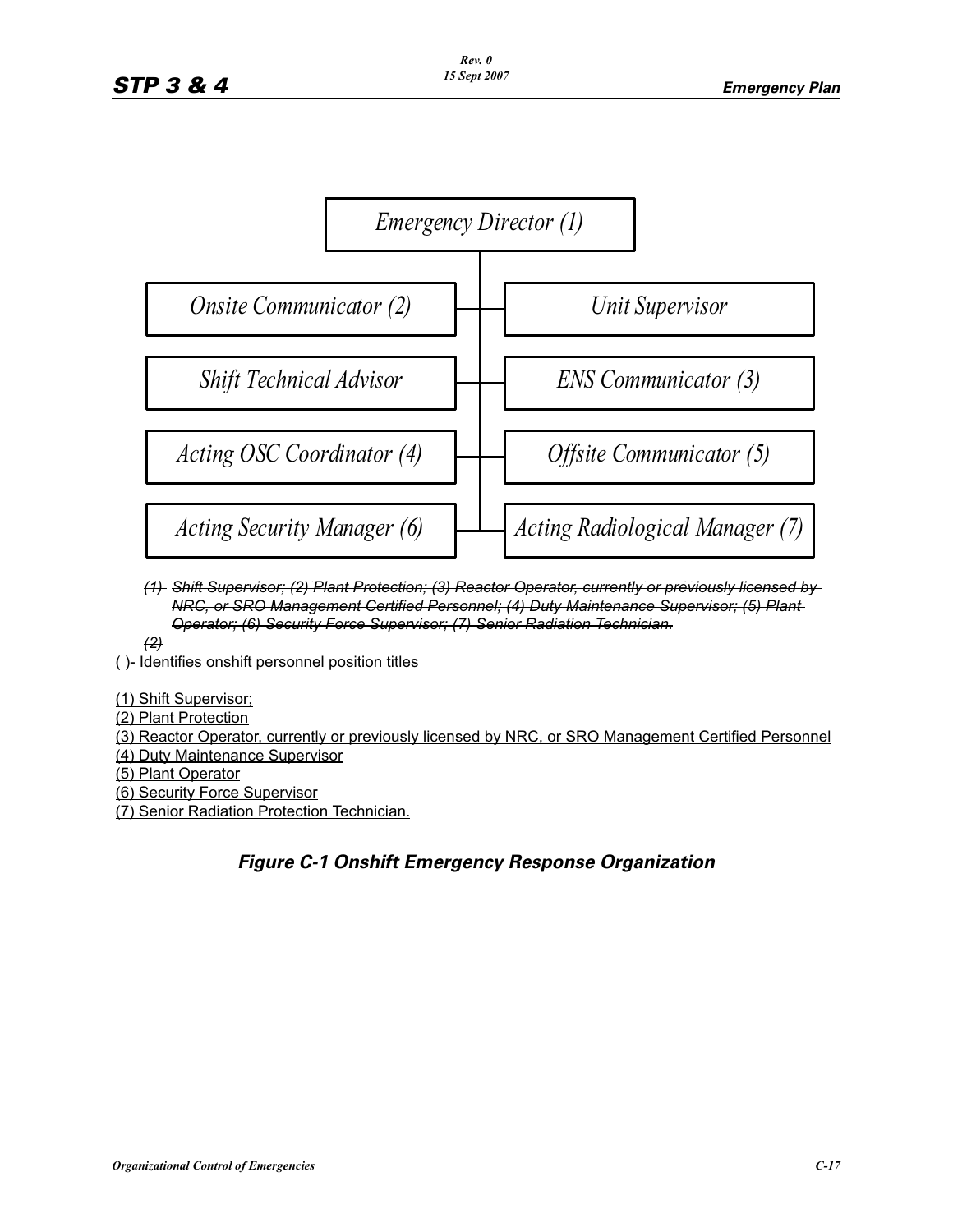Emergency Director (1)

Onsite Communicator (2)

Unit Supervisor

Shift Technical Advisor

ENS Communicator (3)

Acting OSC Coordinator (4)

Offsite Communicator (5)

Acting Security Manager (6)

Acting Radiological Manager (7)

~~(1) Shift Supervisor; (2) Plant Protection; (3) Reactor Operator, currently or previously licensed by NRC, or SRO Management Certified Personnel; (4) Duty Maintenance Supervisor; (5) Plant Operator; (6) Security Force Supervisor; (7) Senior Radiation Technician.~~

~~(2)~~

( )- Identifies onshift personnel position titles

(1) Shift Supervisor;

(2) Plant Protection

(3) Reactor Operator, currently or previously licensed by NRC, or SRO Management Certified Personnel

(4) Duty Maintenance Supervisor

(5) Plant Operator

(6) Security Force Supervisor

(7) Senior Radiation Protection Technician.

***Figure C-1 Onshift Emergency Response Organization***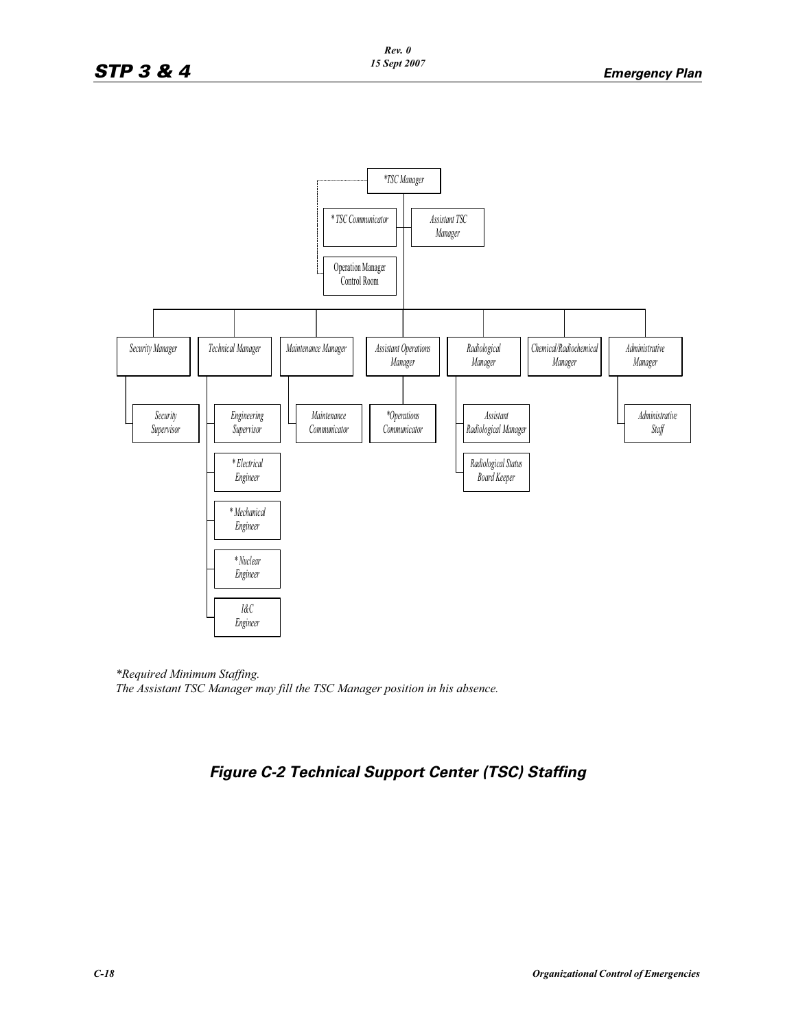*TSC Manager

* TSC Communicator

Assistant TSC Manager

Operation Manager Control Room

Security Manager

Technical Manager

Maintenance Manager

Assistant Operations Manager

Radiological Manager

Chemical/Radiochemical Manager

Administrative Manager

Security Supervisor

Engineering Supervisor

* Electrical Engineer

* Mechanical Engineer

* Nuclear Engineer

I&C Engineer

Maintenance Communicator

*Operations Communicator

Assistant Radiological Manager

Radiological Status Board Keeper

Administrative Staff

*Required Minimum Staffing.
The Assistant TSC Manager may fill the TSC Manager position in his absence.

**Figure C-2 Technical Support Center (TSC) Staffing**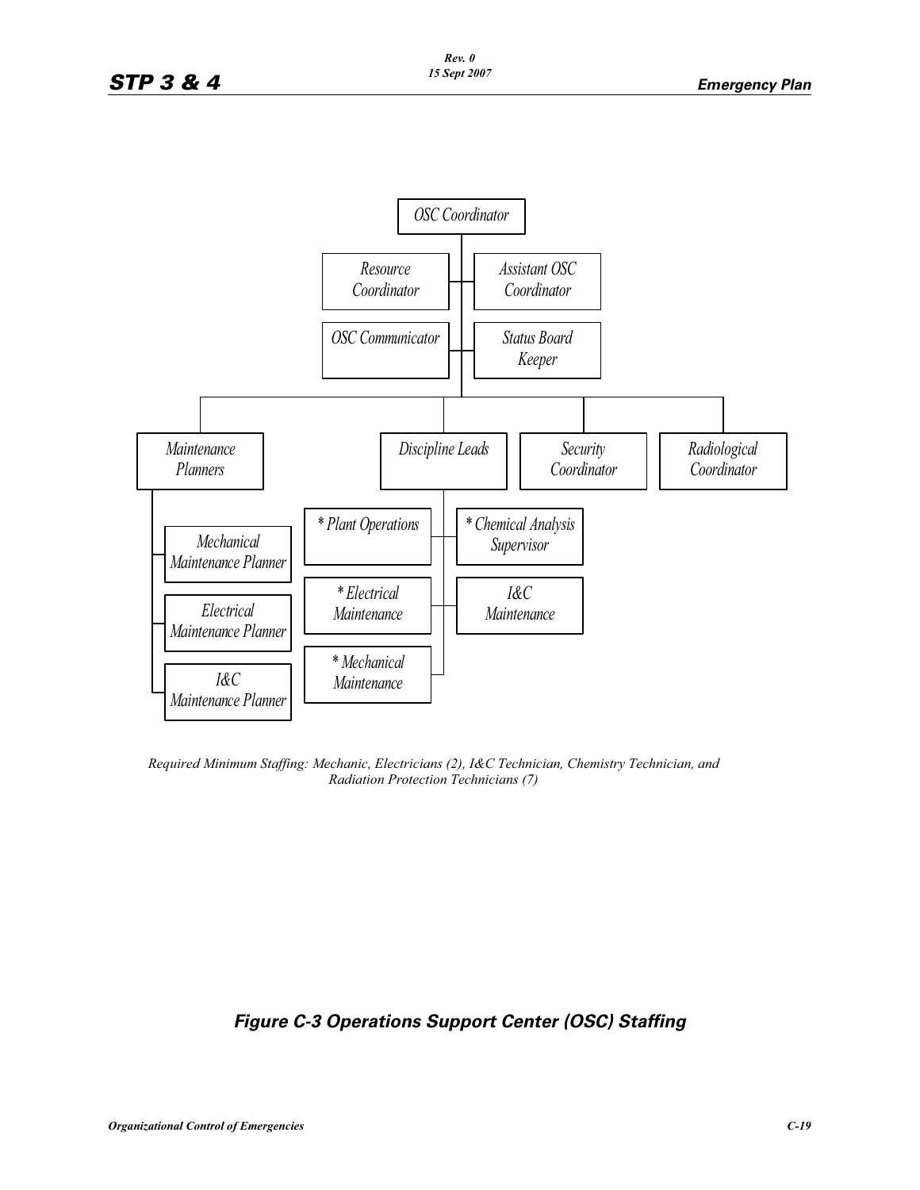OSC Coordinator

- Resource Coordinator
- Assistant OSC Coordinator
- OSC Communicator
- Status Board Keeper

- Maintenance Planners
  - Mechanical Maintenance Planner
  - Electrical Maintenance Planner
  - I&C Maintenance Planner
- Discipline Leads
  - * Plant Operations
  - * Chemical Analysis Supervisor
  - * Electrical Maintenance
  - I&C Maintenance
  - * Mechanical Maintenance
- Security Coordinator
- Radiological Coordinator

*Required Minimum Staffing: Mechanic, Electricians (2), I&C Technician, Chemistry Technician, and Radiation Protection Technicians (7)*

**Figure C-3 Operations Support Center (OSC) Staffing**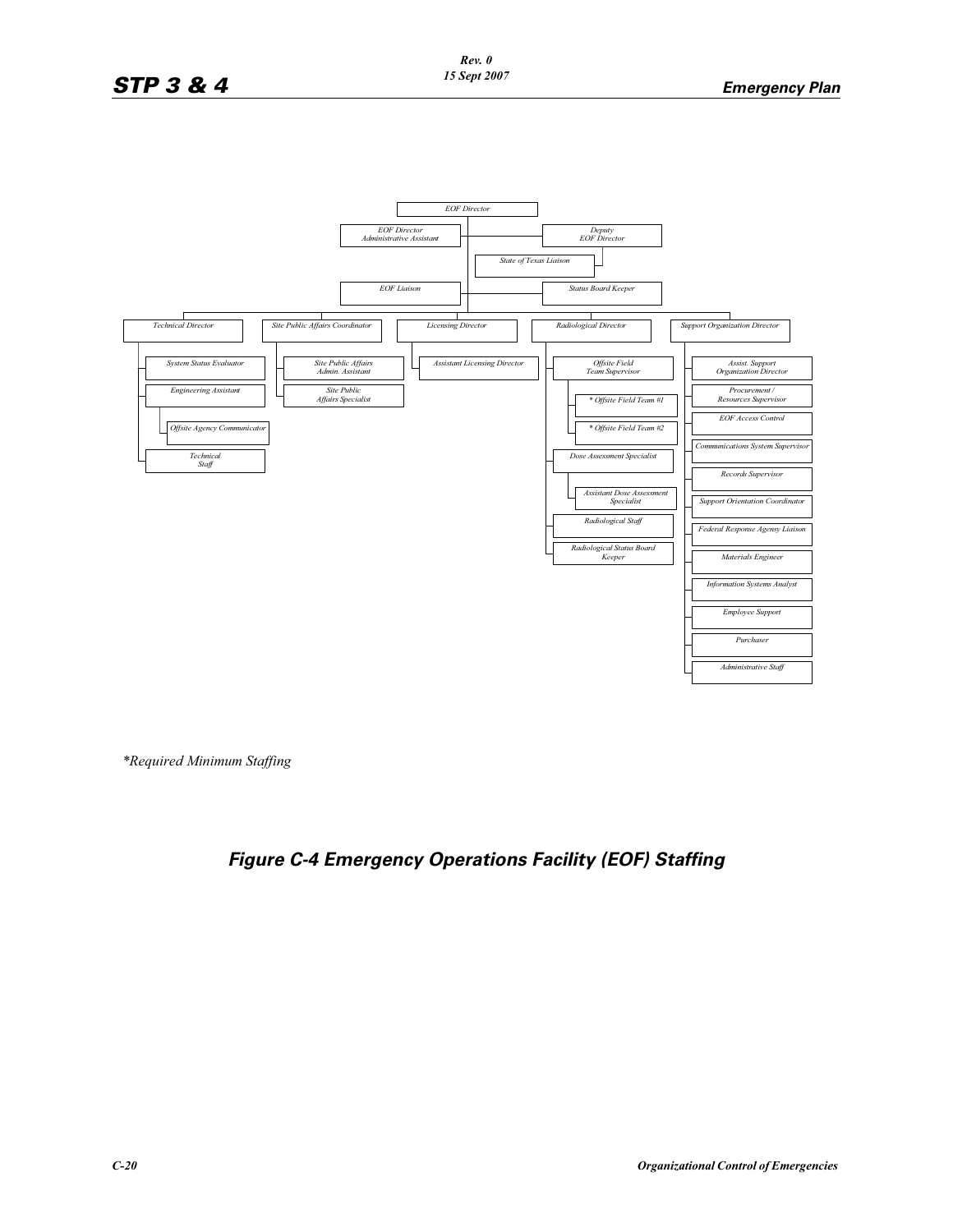EOF Director

- EOF Director Administrative Assistant
- Deputy EOF Director
  - State of Texas Liaison
- EOF Liaison
- Status Board Keeper

- Technical Director
  - System Status Evaluator
  - Engineering Assistant
    - Offsite Agency Communicator
  - Technical Staff
- Site Public Affairs Coordinator
  - Site Public Affairs Admin. Assistant
  - Site Public Affairs Specialist
- Licensing Director
  - Assistant Licensing Director
- Radiological Director
  - Offsite Field Team Supervisor
    - * Offsite Field Team #1
    - * Offsite Field Team #2
  - Dose Assessment Specialist
    - Assistant Dose Assessment Specialist
  - Radiological Staff
  - Radiological Status Board Keeper
- Support Organization Director
  - Assist. Support Organization Director
  - Procurement / Resources Supervisor
  - EOF Access Control
  - Communications System Supervisor
  - Records Supervisor
  - Support Orientation Coordinator
  - Federal Response Agensy Liaison
  - Materials Engineer
  - Information Systems Analyst
  - Employee Support
  - Purchaser
  - Administrative Staff

*Required Minimum Staffing

## Figure C-4 Emergency Operations Facility (EOF) Staffing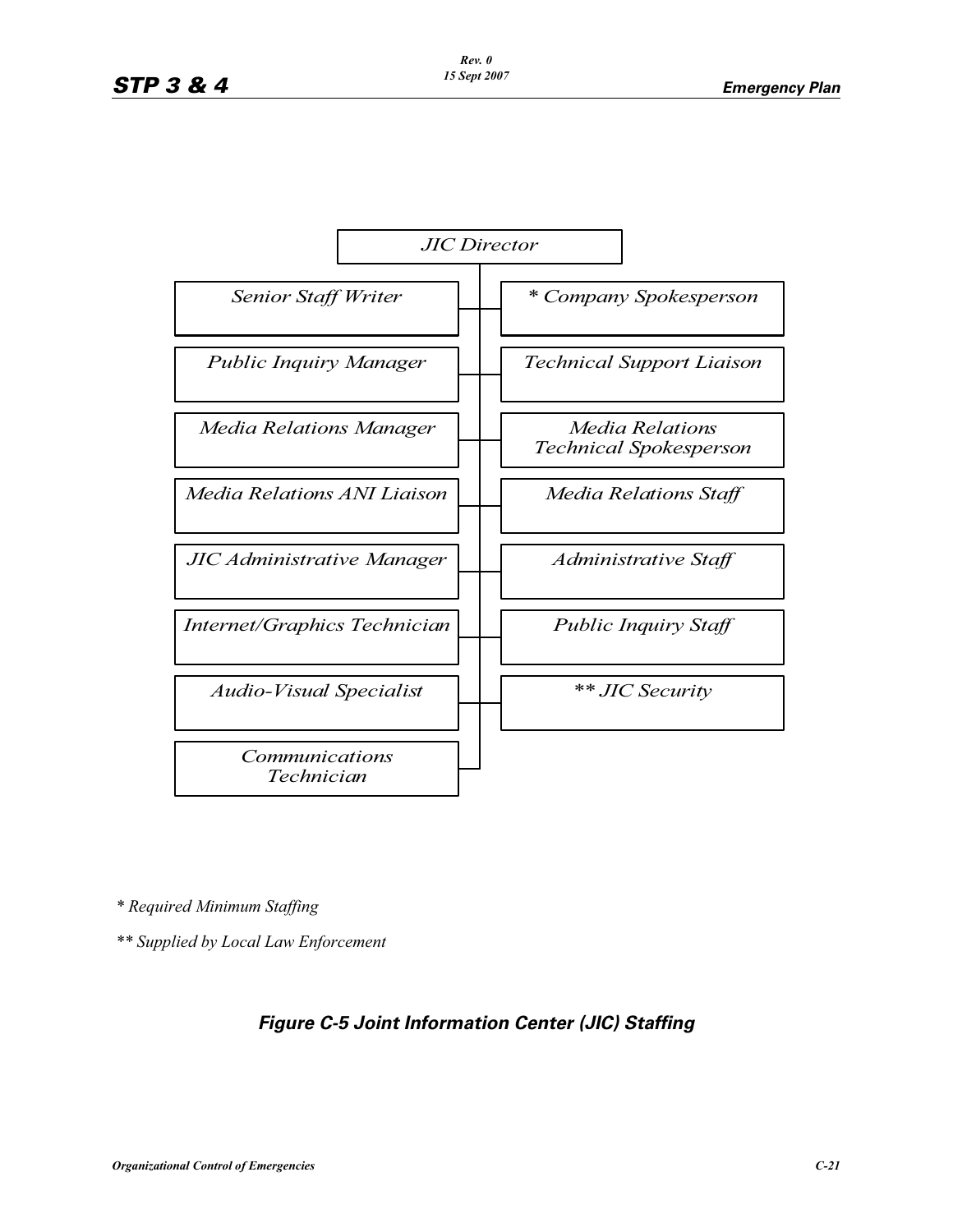JIC Director

- Senior Staff Writer
- Public Inquiry Manager
- Media Relations Manager
- Media Relations ANI Liaison
- JIC Administrative Manager
- Internet/Graphics Technician
- Audio-Visual Specialist
- Communications Technician
- * Company Spokesperson
- Technical Support Liaison
- Media Relations Technical Spokesperson
- Media Relations Staff
- Administrative Staff
- Public Inquiry Staff
- ** JIC Security

*\* Required Minimum Staffing*

*\*\* Supplied by Local Law Enforcement*

***Figure C-5 Joint Information Center (JIC) Staffing***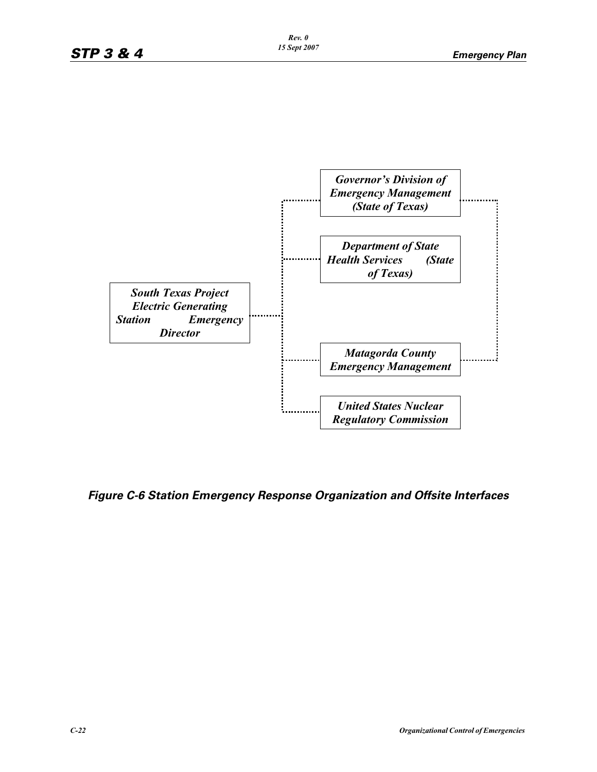South Texas Project Electric Generating Station Emergency Director

Governor's Division of Emergency Management (State of Texas)

Department of State Health Services (State of Texas)

Matagorda County Emergency Management

United States Nuclear Regulatory Commission

***Figure C-6 Station Emergency Response Organization and Offsite Interfaces***